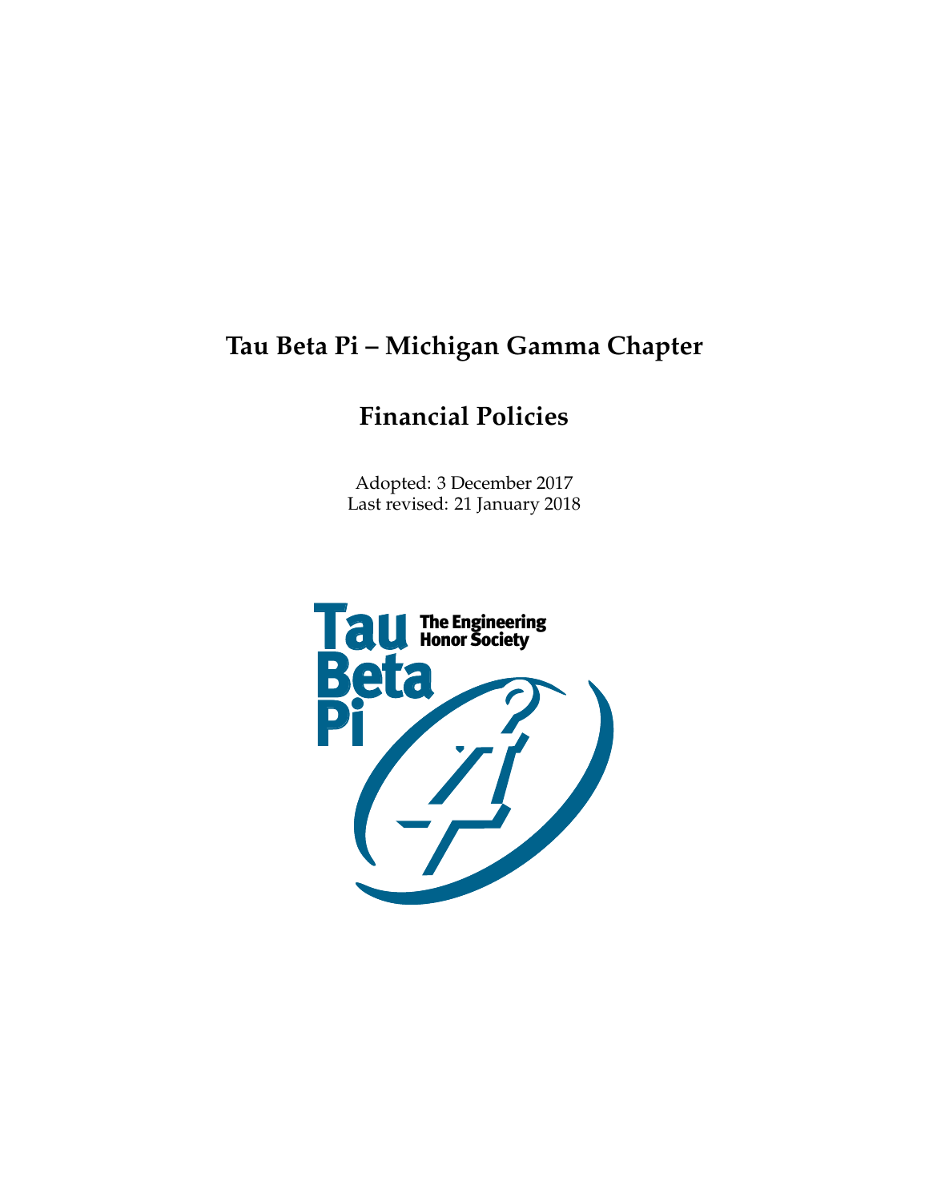# Tau Beta Pi – Michigan Gamma Chapter

## Financial Policies

Adopted: 3 December 2017
Last revised: 21 January 2018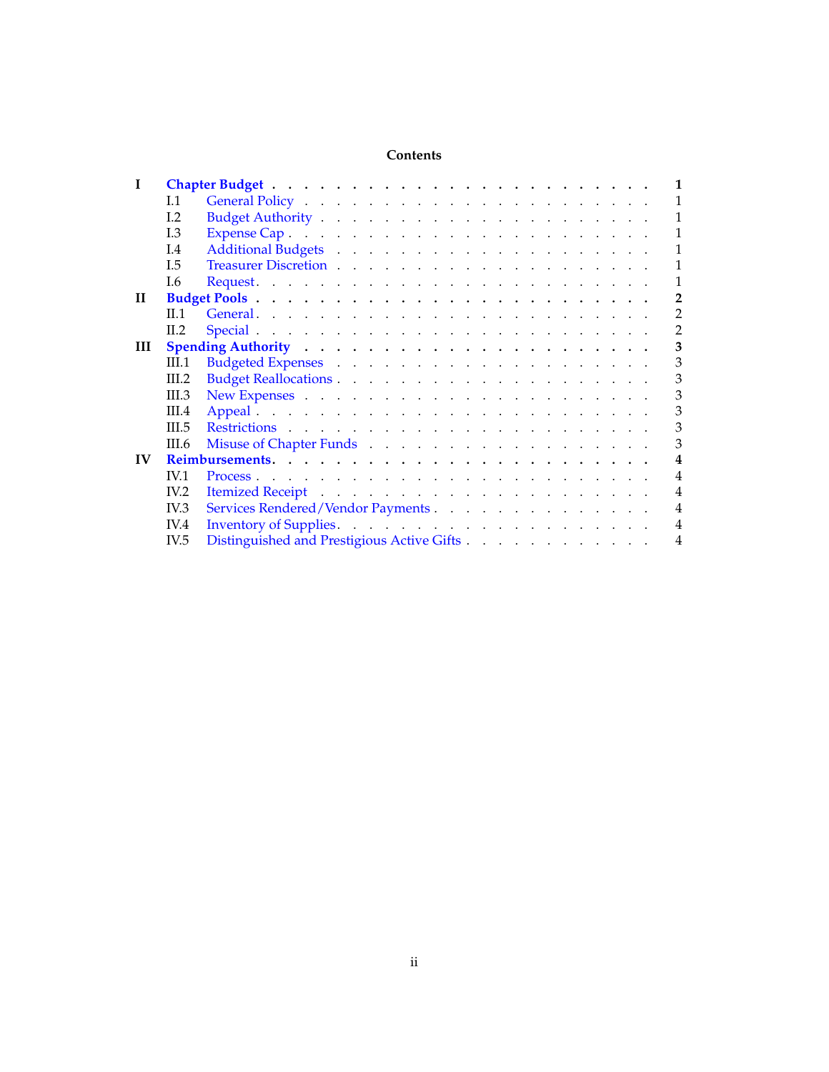# Contents

| | | |
|---|---|---|
| **I** | **Chapter Budget** | **1** |
| I.1 | General Policy | 1 |
| I.2 | Budget Authority | 1 |
| I.3 | Expense Cap | 1 |
| I.4 | Additional Budgets | 1 |
| I.5 | Treasurer Discretion | 1 |
| I.6 | Request | 1 |
| **II** | **Budget Pools** | **2** |
| II.1 | General | 2 |
| II.2 | Special | 2 |
| **III** | **Spending Authority** | **3** |
| III.1 | Budgeted Expenses | 3 |
| III.2 | Budget Reallocations | 3 |
| III.3 | New Expenses | 3 |
| III.4 | Appeal | 3 |
| III.5 | Restrictions | 3 |
| III.6 | Misuse of Chapter Funds | 3 |
| **IV** | **Reimbursements** | **4** |
| IV.1 | Process | 4 |
| IV.2 | Itemized Receipt | 4 |
| IV.3 | Services Rendered/Vendor Payments | 4 |
| IV.4 | Inventory of Supplies | 4 |
| IV.5 | Distinguished and Prestigious Active Gifts | 4 |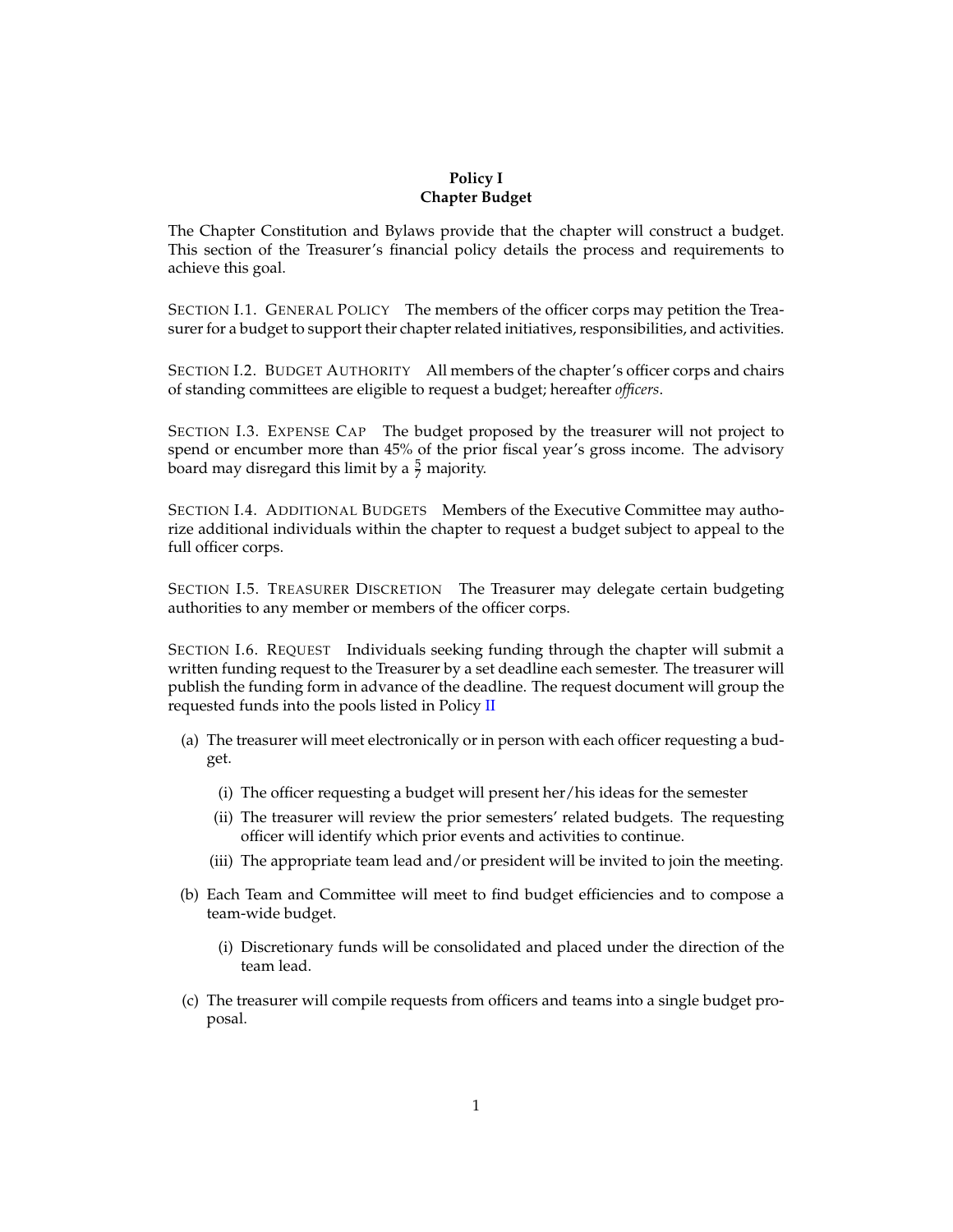**Policy I**
**Chapter Budget**

The Chapter Constitution and Bylaws provide that the chapter will construct a budget. This section of the Treasurer's financial policy details the process and requirements to achieve this goal.

SECTION I.1. GENERAL POLICY The members of the officer corps may petition the Treasurer for a budget to support their chapter related initiatives, responsibilities, and activities.

SECTION I.2. BUDGET AUTHORITY All members of the chapter's officer corps and chairs of standing committees are eligible to request a budget; hereafter *officers*.

SECTION I.3. EXPENSE CAP The budget proposed by the treasurer will not project to spend or encumber more than 45% of the prior fiscal year's gross income. The advisory board may disregard this limit by a $\frac{5}{7}$ majority.

SECTION I.4. ADDITIONAL BUDGETS Members of the Executive Committee may authorize additional individuals within the chapter to request a budget subject to appeal to the full officer corps.

SECTION I.5. TREASURER DISCRETION The Treasurer may delegate certain budgeting authorities to any member or members of the officer corps.

SECTION I.6. REQUEST Individuals seeking funding through the chapter will submit a written funding request to the Treasurer by a set deadline each semester. The treasurer will publish the funding form in advance of the deadline. The request document will group the requested funds into the pools listed in Policy II

(a) The treasurer will meet electronically or in person with each officer requesting a budget.

  (i) The officer requesting a budget will present her/his ideas for the semester

  (ii) The treasurer will review the prior semesters' related budgets. The requesting officer will identify which prior events and activities to continue.

  (iii) The appropriate team lead and/or president will be invited to join the meeting.

(b) Each Team and Committee will meet to find budget efficiencies and to compose a team-wide budget.

  (i) Discretionary funds will be consolidated and placed under the direction of the team lead.

(c) The treasurer will compile requests from officers and teams into a single budget proposal.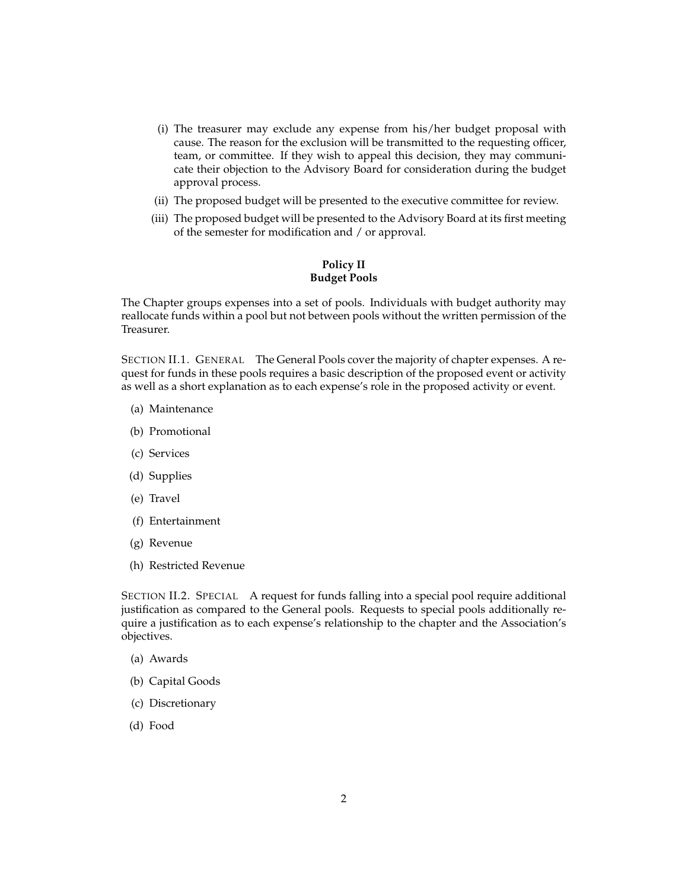(i) The treasurer may exclude any expense from his/her budget proposal with cause. The reason for the exclusion will be transmitted to the requesting officer, team, or committee. If they wish to appeal this decision, they may communicate their objection to the Advisory Board for consideration during the budget approval process.

(ii) The proposed budget will be presented to the executive committee for review.

(iii) The proposed budget will be presented to the Advisory Board at its first meeting of the semester for modification and / or approval.

## Policy II
## Budget Pools

The Chapter groups expenses into a set of pools. Individuals with budget authority may reallocate funds within a pool but not between pools without the written permission of the Treasurer.

SECTION II.1. GENERAL The General Pools cover the majority of chapter expenses. A request for funds in these pools requires a basic description of the proposed event or activity as well as a short explanation as to each expense's role in the proposed activity or event.

(a) Maintenance

(b) Promotional

(c) Services

(d) Supplies

(e) Travel

(f) Entertainment

(g) Revenue

(h) Restricted Revenue

SECTION II.2. SPECIAL A request for funds falling into a special pool require additional justification as compared to the General pools. Requests to special pools additionally require a justification as to each expense's relationship to the chapter and the Association's objectives.

(a) Awards

(b) Capital Goods

(c) Discretionary

(d) Food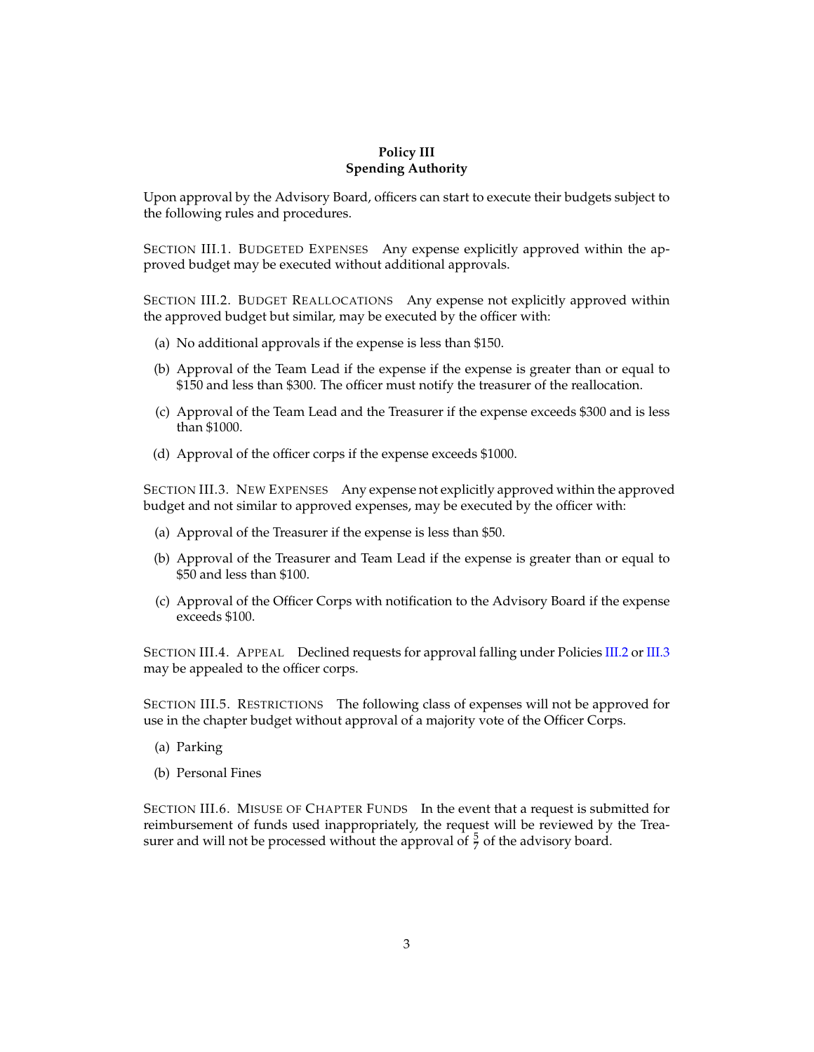# Policy III
## Spending Authority

Upon approval by the Advisory Board, officers can start to execute their budgets subject to the following rules and procedures.

**SECTION III.1. BUDGETED EXPENSES** Any expense explicitly approved within the approved budget may be executed without additional approvals.

**SECTION III.2. BUDGET REALLOCATIONS** Any expense not explicitly approved within the approved budget but similar, may be executed by the officer with:

(a) No additional approvals if the expense is less than $150.

(b) Approval of the Team Lead if the expense if the expense is greater than or equal to $150 and less than $300. The officer must notify the treasurer of the reallocation.

(c) Approval of the Team Lead and the Treasurer if the expense exceeds $300 and is less than $1000.

(d) Approval of the officer corps if the expense exceeds $1000.

**SECTION III.3. NEW EXPENSES** Any expense not explicitly approved within the approved budget and not similar to approved expenses, may be executed by the officer with:

(a) Approval of the Treasurer if the expense is less than $50.

(b) Approval of the Treasurer and Team Lead if the expense is greater than or equal to $50 and less than $100.

(c) Approval of the Officer Corps with notification to the Advisory Board if the expense exceeds $100.

**SECTION III.4. APPEAL** Declined requests for approval falling under Policies III.2 or III.3 may be appealed to the officer corps.

**SECTION III.5. RESTRICTIONS** The following class of expenses will not be approved for use in the chapter budget without approval of a majority vote of the Officer Corps.

(a) Parking

(b) Personal Fines

**SECTION III.6. MISUSE OF CHAPTER FUNDS** In the event that a request is submitted for reimbursement of funds used inappropriately, the request will be reviewed by the Treasurer and will not be processed without the approval of $\frac{5}{7}$ of the advisory board.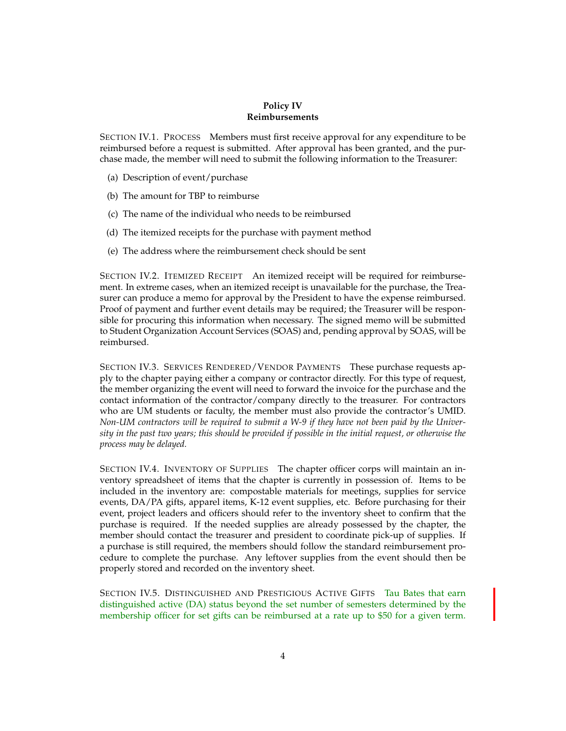## Policy IV
## Reimbursements

**Section IV.1. Process** Members must first receive approval for any expenditure to be reimbursed before a request is submitted. After approval has been granted, and the purchase made, the member will need to submit the following information to the Treasurer:

(a) Description of event/purchase

(b) The amount for TBP to reimburse

(c) The name of the individual who needs to be reimbursed

(d) The itemized receipts for the purchase with payment method

(e) The address where the reimbursement check should be sent

**Section IV.2. Itemized Receipt** An itemized receipt will be required for reimbursement. In extreme cases, when an itemized receipt is unavailable for the purchase, the Treasurer can produce a memo for approval by the President to have the expense reimbursed. Proof of payment and further event details may be required; the Treasurer will be responsible for procuring this information when necessary. The signed memo will be submitted to Student Organization Account Services (SOAS) and, pending approval by SOAS, will be reimbursed.

**Section IV.3. Services Rendered/Vendor Payments** These purchase requests apply to the chapter paying either a company or contractor directly. For this type of request, the member organizing the event will need to forward the invoice for the purchase and the contact information of the contractor/company directly to the treasurer. For contractors who are UM students or faculty, the member must also provide the contractor's UMID. *Non-UM contractors will be required to submit a W-9 if they have not been paid by the University in the past two years; this should be provided if possible in the initial request, or otherwise the process may be delayed.*

**Section IV.4. Inventory of Supplies** The chapter officer corps will maintain an inventory spreadsheet of items that the chapter is currently in possession of. Items to be included in the inventory are: compostable materials for meetings, supplies for service events, DA/PA gifts, apparel items, K-12 event supplies, etc. Before purchasing for their event, project leaders and officers should refer to the inventory sheet to confirm that the purchase is required. If the needed supplies are already possessed by the chapter, the member should contact the treasurer and president to coordinate pick-up of supplies. If a purchase is still required, the members should follow the standard reimbursement procedure to complete the purchase. Any leftover supplies from the event should then be properly stored and recorded on the inventory sheet.

**Section IV.5. Distinguished and Prestigious Active Gifts** Tau Bates that earn distinguished active (DA) status beyond the set number of semesters determined by the membership officer for set gifts can be reimbursed at a rate up to $50 for a given term.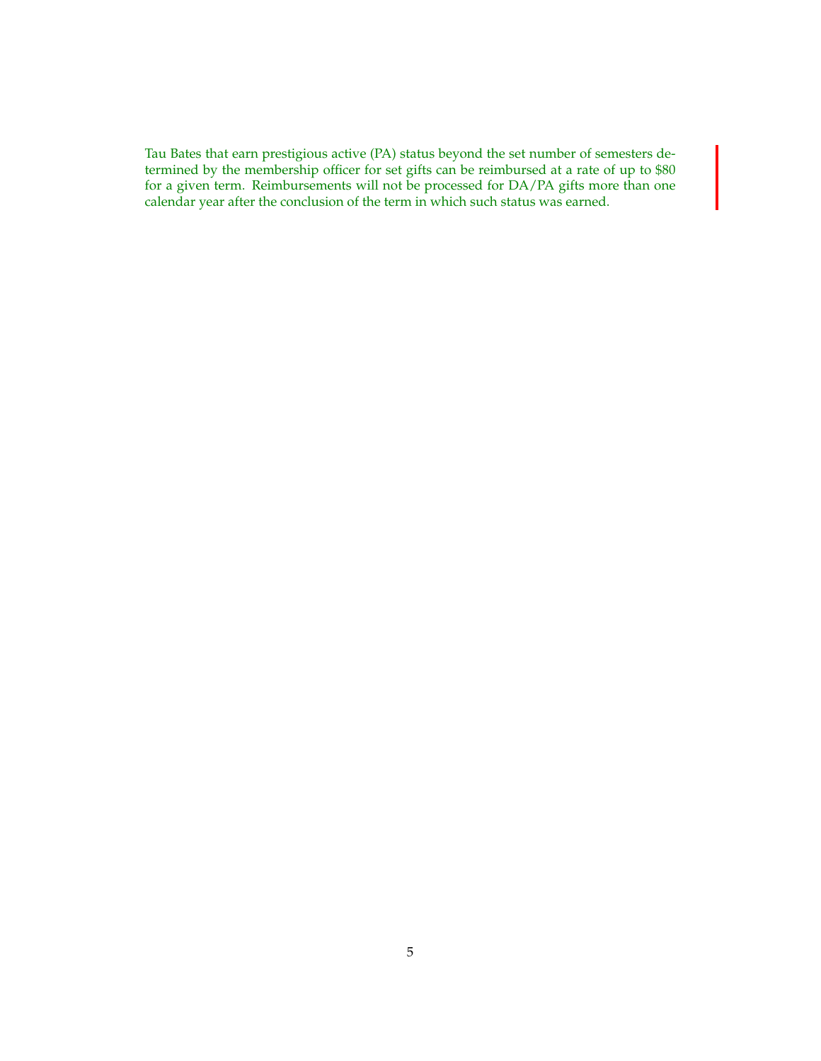Tau Bates that earn prestigious active (PA) status beyond the set number of semesters determined by the membership officer for set gifts can be reimbursed at a rate of up to $80 for a given term. Reimbursements will not be processed for DA/PA gifts more than one calendar year after the conclusion of the term in which such status was earned.